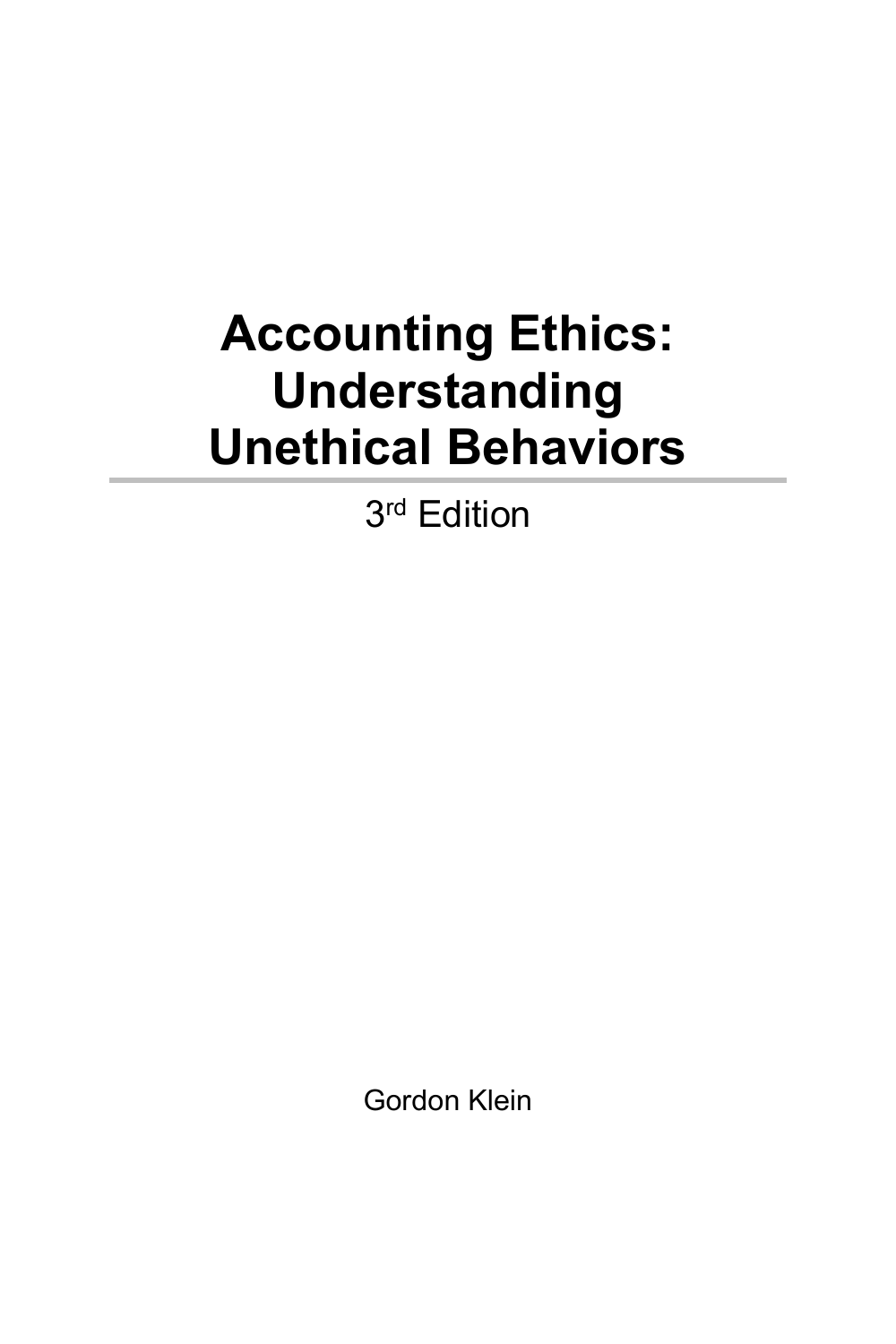# Accounting Ethics: Understanding Unethical Behaviors

3rd Edition

Gordon Klein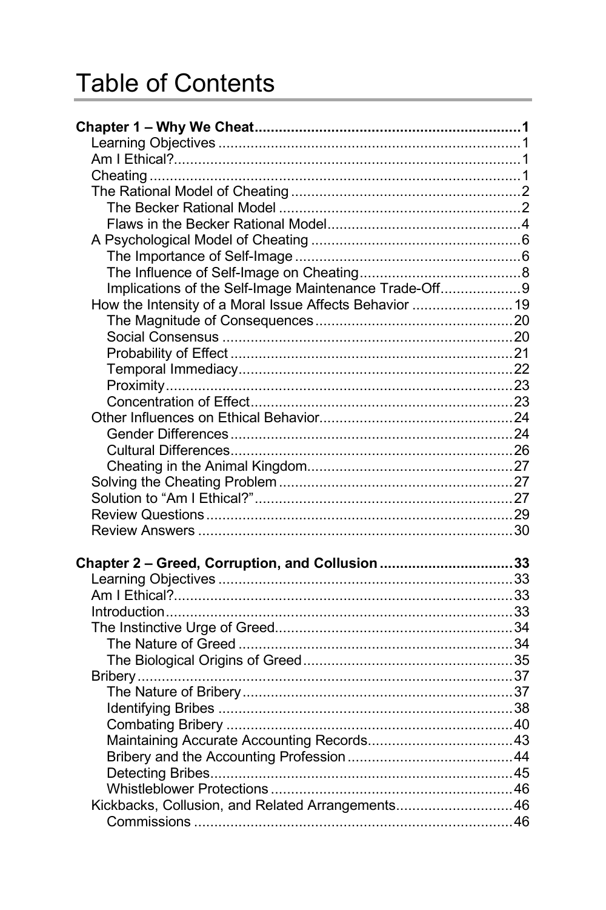# Table of Contents

**Chapter 1 – Why We Cheat.................................................................1**

- Learning Objectives ..........................................................................1
- Am I Ethical?.....................................................................................1
- Cheating ...........................................................................................1
- The Rational Model of Cheating .........................................................2
  - The Becker Rational Model ............................................................2
  - Flaws in the Becker Rational Model................................................4
- A Psychological Model of Cheating ....................................................6
  - The Importance of Self-Image ........................................................6
  - The Influence of Self-Image on Cheating........................................8
  - Implications of the Self-Image Maintenance Trade-Off...................9
- How the Intensity of a Moral Issue Affects Behavior .........................19
  - The Magnitude of Consequences.................................................20
  - Social Consensus ........................................................................20
  - Probability of Effect ......................................................................21
  - Temporal Immediacy....................................................................22
  - Proximity......................................................................................23
  - Concentration of Effect.................................................................23
- Other Influences on Ethical Behavior................................................24
  - Gender Differences .....................................................................24
  - Cultural Differences......................................................................26
  - Cheating in the Animal Kingdom...................................................27
- Solving the Cheating Problem ..........................................................27
- Solution to “Am I Ethical?”................................................................27
- Review Questions ............................................................................29
- Review Answers ..............................................................................30

**Chapter 2 – Greed, Corruption, and Collusion .................................33**

- Learning Objectives .........................................................................33
- Am I Ethical?....................................................................................33
- Introduction......................................................................................33
- The Instinctive Urge of Greed...........................................................34
  - The Nature of Greed ....................................................................34
  - The Biological Origins of Greed....................................................35
- Bribery .............................................................................................37
  - The Nature of Bribery ...................................................................37
  - Identifying Bribes .........................................................................38
  - Combating Bribery .......................................................................40
  - Maintaining Accurate Accounting Records....................................43
  - Bribery and the Accounting Profession .........................................44
  - Detecting Bribes...........................................................................45
  - Whistleblower Protections ............................................................46
- Kickbacks, Collusion, and Related Arrangements.............................46
  - Commissions ...............................................................................46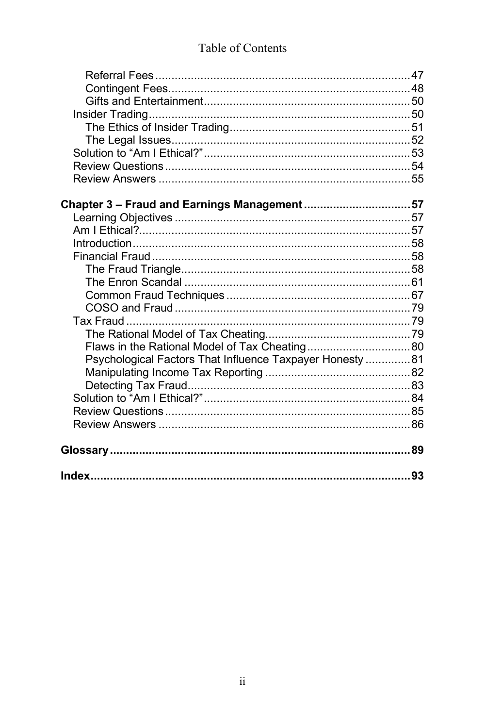Referral Fees ..... 47
Contingent Fees ..... 48
Gifts and Entertainment ..... 50
Insider Trading ..... 50
The Ethics of Insider Trading ..... 51
The Legal Issues ..... 52
Solution to "Am I Ethical?" ..... 53
Review Questions ..... 54
Review Answers ..... 55

**Chapter 3 – Fraud and Earnings Management ..... 57**
Learning Objectives ..... 57
Am I Ethical? ..... 57
Introduction ..... 58
Financial Fraud ..... 58
The Fraud Triangle ..... 58
The Enron Scandal ..... 61
Common Fraud Techniques ..... 67
COSO and Fraud ..... 79
Tax Fraud ..... 79
The Rational Model of Tax Cheating ..... 79
Flaws in the Rational Model of Tax Cheating ..... 80
Psychological Factors That Influence Taxpayer Honesty ..... 81
Manipulating Income Tax Reporting ..... 82
Detecting Tax Fraud ..... 83
Solution to "Am I Ethical?" ..... 84
Review Questions ..... 85
Review Answers ..... 86

**Glossary ..... 89**

**Index ..... 93**